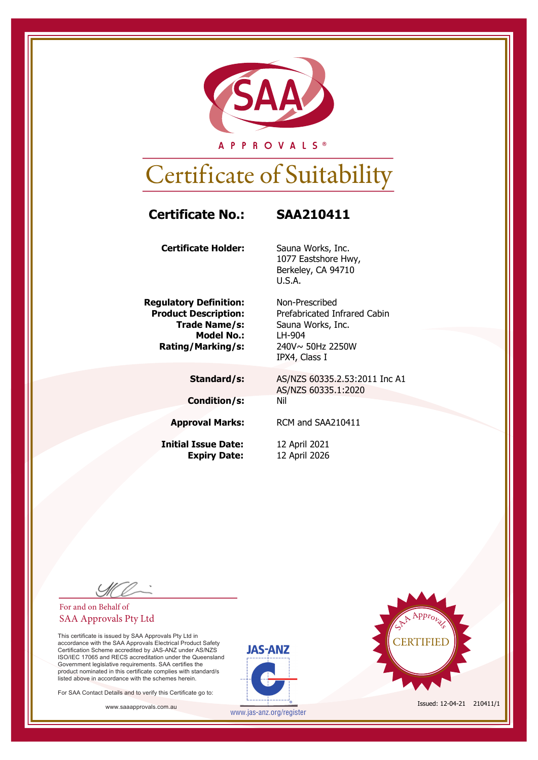SAA APPROVALS®

# Certificate of Suitability

**Certificate No.:** **SAA210411**

**Certificate Holder:** Sauna Works, Inc.
1077 Eastshore Hwy,
Berkeley, CA 94710
U.S.A.

**Regulatory Definition:** Non-Prescribed
**Product Description:** Prefabricated Infrared Cabin
**Trade Name/s:** Sauna Works, Inc.
**Model No.:** LH-904
**Rating/Marking/s:** 240V~ 50Hz 2250W
IPX4, Class I

**Standard/s:** AS/NZS 60335.2.53:2011 Inc A1
AS/NZS 60335.1:2020

**Condition/s:** Nil

**Approval Marks:** RCM and SAA210411

**Initial Issue Date:** 12 April 2021
**Expiry Date:** 12 April 2026

For and on Behalf of
SAA Approvals Pty Ltd

This certificate is issued by SAA Approvals Pty Ltd in accordance with the SAA Approvals Electrical Product Safety Certification Scheme accredited by JAS-ANZ under AS/NZS ISO/IEC 17065 and RECS accreditation under the Queensland Government legislative requirements. SAA certifies the product nominated in this certificate complies with standard/s listed above in accordance with the schemes herein.

For SAA Contact Details and to verify this Certificate go to:

www.saaapprovals.com.au

JAS-ANZ

www.jas-anz.org/register

SAA Approvals CERTIFIED

Issued: 12-04-21 210411/1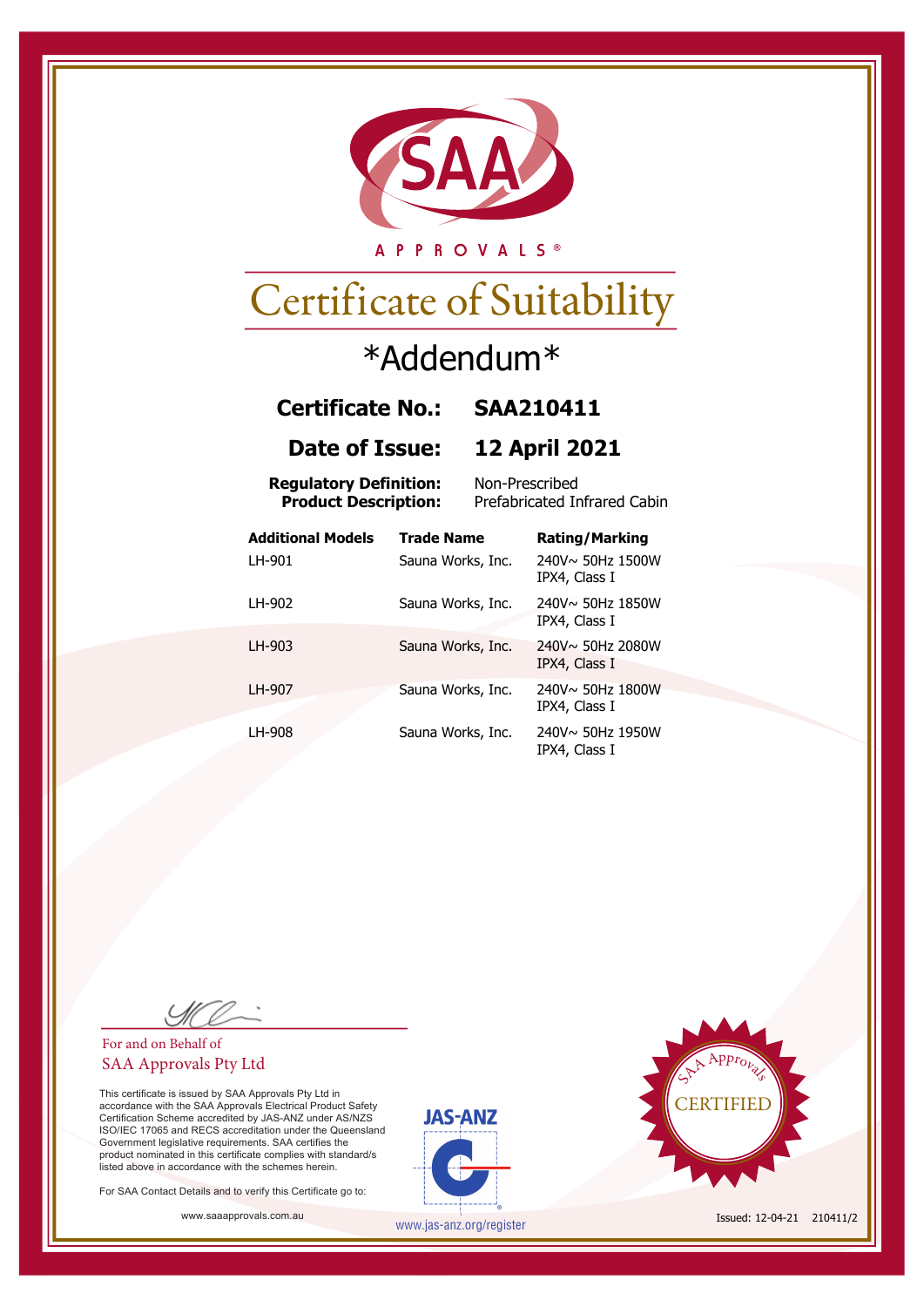APPROVALS®

# Certificate of Suitability

## *Addendum*

**Certificate No.:** **SAA210411**

**Date of Issue:** **12 April 2021**

**Regulatory Definition:** Non-Prescribed
**Product Description:** Prefabricated Infrared Cabin

| Additional Models | Trade Name | Rating/Marking |
|---|---|---|
| LH-901 | Sauna Works, Inc. | 240V~ 50Hz 1500W IPX4, Class I |
| LH-902 | Sauna Works, Inc. | 240V~ 50Hz 1850W IPX4, Class I |
| LH-903 | Sauna Works, Inc. | 240V~ 50Hz 2080W IPX4, Class I |
| LH-907 | Sauna Works, Inc. | 240V~ 50Hz 1800W IPX4, Class I |
| LH-908 | Sauna Works, Inc. | 240V~ 50Hz 1950W IPX4, Class I |

For and on Behalf of
SAA Approvals Pty Ltd

This certificate is issued by SAA Approvals Pty Ltd in accordance with the SAA Approvals Electrical Product Safety Certification Scheme accredited by JAS-ANZ under AS/NZS ISO/IEC 17065 and RECS accreditation under the Queensland Government legislative requirements. SAA certifies the product nominated in this certificate complies with standard/s listed above in accordance with the schemes herein.

For SAA Contact Details and to verify this Certificate go to:

www.saaapprovals.com.au

JAS-ANZ
www.jas-anz.org/register

SAA Approvals CERTIFIED

Issued: 12-04-21 210411/2